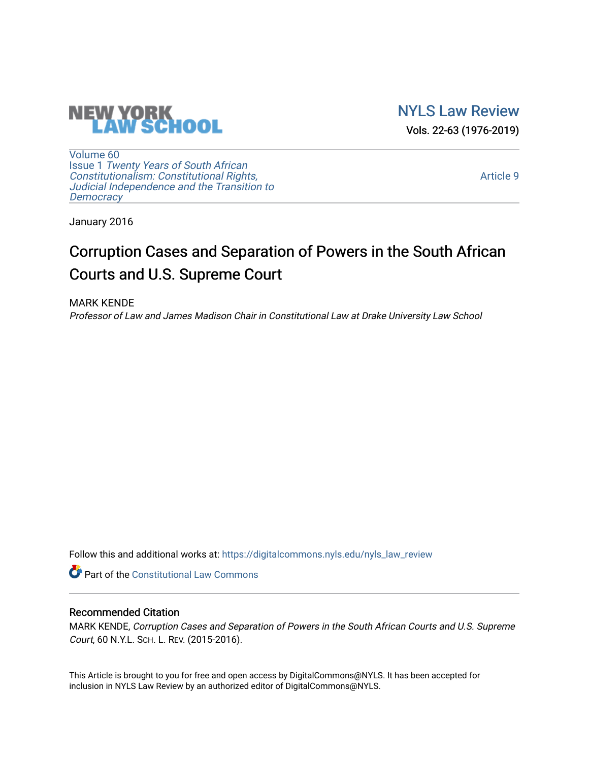NEW YORK LAW SCHOOL

NYLS Law Review

Vols. 22-63 (1976-2019)

Volume 60
Issue 1 *Twenty Years of South African Constitutionalism: Constitutional Rights, Judicial Independence and the Transition to Democracy*

Article 9

January 2016

# Corruption Cases and Separation of Powers in the South African Courts and U.S. Supreme Court

MARK KENDE
*Professor of Law and James Madison Chair in Constitutional Law at Drake University Law School*

Follow this and additional works at: https://digitalcommons.nyls.edu/nyls_law_review

Part of the Constitutional Law Commons

## Recommended Citation

MARK KENDE, *Corruption Cases and Separation of Powers in the South African Courts and U.S. Supreme Court*, 60 N.Y.L. SCH. L. REV. (2015-2016).

This Article is brought to you for free and open access by DigitalCommons@NYLS. It has been accepted for inclusion in NYLS Law Review by an authorized editor of DigitalCommons@NYLS.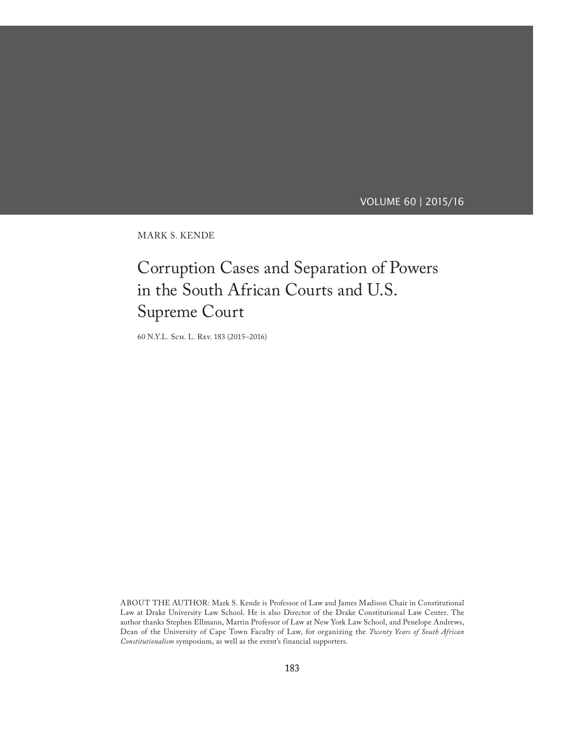VOLUME 60 | 2015/16

MARK S. KENDE

# Corruption Cases and Separation of Powers in the South African Courts and U.S. Supreme Court

60 N.Y.L. Sch. L. Rev. 183 (2015–2016)

ABOUT THE AUTHOR: Mark S. Kende is Professor of Law and James Madison Chair in Constitutional Law at Drake University Law School. He is also Director of the Drake Constitutional Law Center. The author thanks Stephen Ellmann, Martin Professor of Law at New York Law School, and Penelope Andrews, Dean of the University of Cape Town Faculty of Law, for organizing the *Twenty Years of South African Constitutionalism* symposium, as well as the event's financial supporters.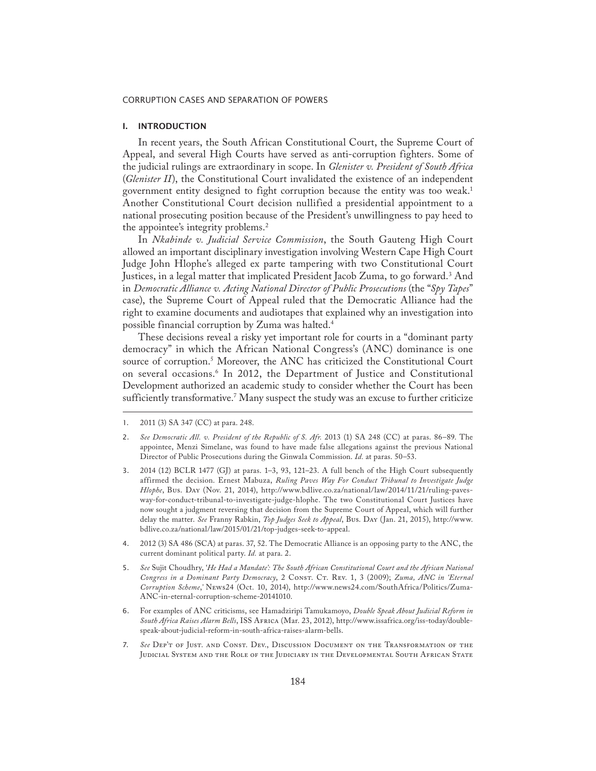## I. INTRODUCTION

In recent years, the South African Constitutional Court, the Supreme Court of Appeal, and several High Courts have served as anti-corruption fighters. Some of the judicial rulings are extraordinary in scope. In *Glenister v. President of South Africa* (*Glenister II*), the Constitutional Court invalidated the existence of an independent government entity designed to fight corruption because the entity was too weak.[1] Another Constitutional Court decision nullified a presidential appointment to a national prosecuting position because of the President's unwillingness to pay heed to the appointee's integrity problems.[2]

In *Nkabinde v. Judicial Service Commission*, the South Gauteng High Court allowed an important disciplinary investigation involving Western Cape High Court Judge John Hlophe's alleged ex parte tampering with two Constitutional Court Justices, in a legal matter that implicated President Jacob Zuma, to go forward.[3] And in *Democratic Alliance v. Acting National Director of Public Prosecutions* (the "*Spy Tapes*" case), the Supreme Court of Appeal ruled that the Democratic Alliance had the right to examine documents and audiotapes that explained why an investigation into possible financial corruption by Zuma was halted.[4]

These decisions reveal a risky yet important role for courts in a "dominant party democracy" in which the African National Congress's (ANC) dominance is one source of corruption.[5] Moreover, the ANC has criticized the Constitutional Court on several occasions.[6] In 2012, the Department of Justice and Constitutional Development authorized an academic study to consider whether the Court has been sufficiently transformative.[7] Many suspect the study was an excuse to further criticize

---

1. 2011 (3) SA 347 (CC) at para. 248.

2. *See Democratic All. v. President of the Republic of S. Afr.* 2013 (1) SA 248 (CC) at paras. 86–89. The appointee, Menzi Simelane, was found to have made false allegations against the previous National Director of Public Prosecutions during the Ginwala Commission. *Id.* at paras. 50–53.

3. 2014 (12) BCLR 1477 (GJ) at paras. 1–3, 93, 121–23. A full bench of the High Court subsequently affirmed the decision. Ernest Mabuza, *Ruling Paves Way For Conduct Tribunal to Investigate Judge Hlophe*, Bus. Day (Nov. 21, 2014), http://www.bdlive.co.za/national/law/2014/11/21/ruling-paves-way-for-conduct-tribunal-to-investigate-judge-hlophe. The two Constitutional Court Justices have now sought a judgment reversing that decision from the Supreme Court of Appeal, which will further delay the matter. *See* Franny Rabkin, *Top Judges Seek to Appeal*, Bus. Day (Jan. 21, 2015), http://www.bdlive.co.za/national/law/2015/01/21/top-judges-seek-to-appeal.

4. 2012 (3) SA 486 (SCA) at paras. 37, 52. The Democratic Alliance is an opposing party to the ANC, the current dominant political party. *Id.* at para. 2.

5. *See* Sujit Choudhry, *'He Had a Mandate': The South African Constitutional Court and the African National Congress in a Dominant Party Democracy*, 2 Const. Ct. Rev. 1, 3 (2009); *Zuma, ANC in 'Eternal Corruption Scheme*,' News24 (Oct. 10, 2014), http://www.news24.com/SouthAfrica/Politics/Zuma-ANC-in-eternal-corruption-scheme-20141010.

6. For examples of ANC criticisms, see Hamadziripi Tamukamoyo, *Double Speak About Judicial Reform in South Africa Raises Alarm Bells*, ISS Africa (Mar. 23, 2012), http://www.issafrica.org/iss-today/double-speak-about-judicial-reform-in-south-africa-raises-alarm-bells.

7. *See* Dep't of Just. and Const. Dev., Discussion Document on the Transformation of the Judicial System and the Role of the Judiciary in the Developmental South African State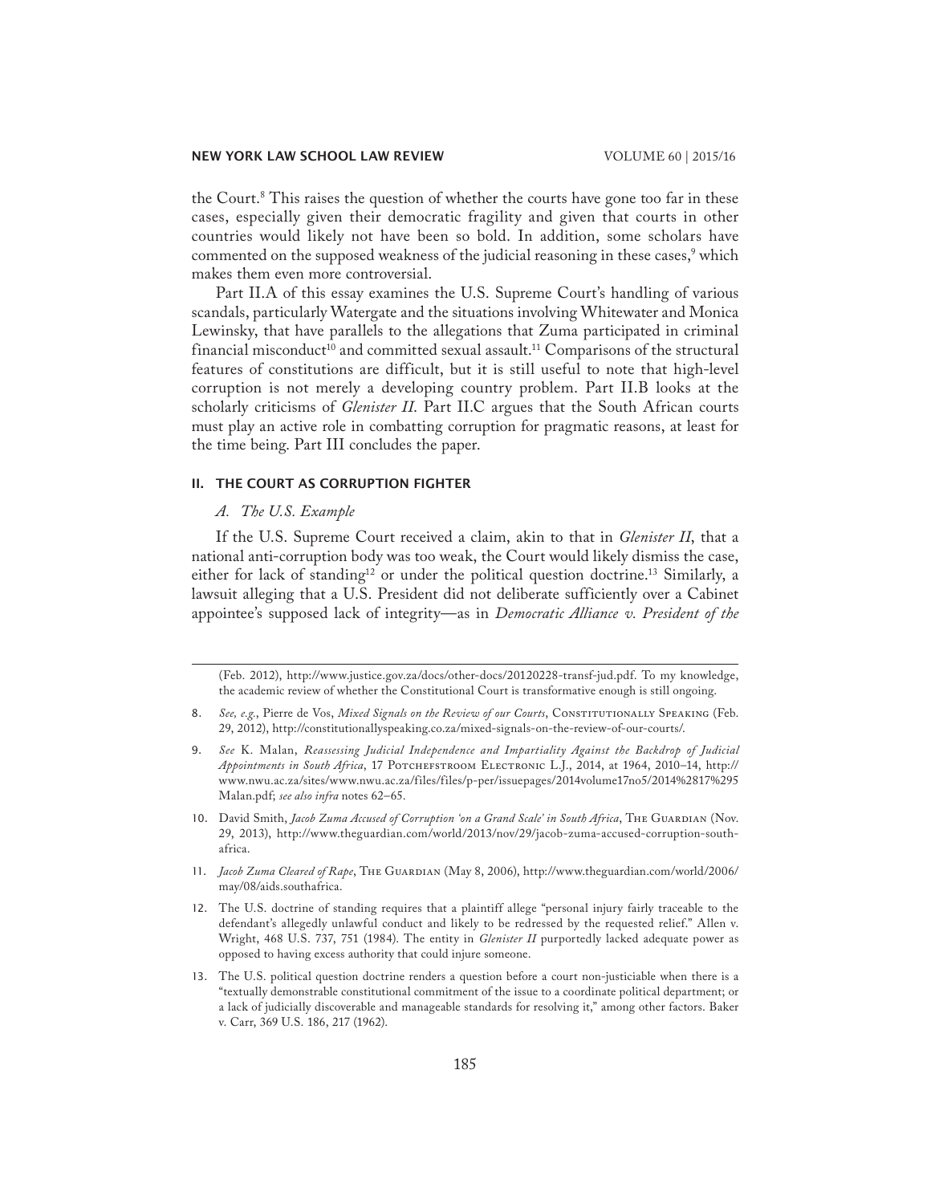the Court.[8] This raises the question of whether the courts have gone too far in these cases, especially given their democratic fragility and given that courts in other countries would likely not have been so bold. In addition, some scholars have commented on the supposed weakness of the judicial reasoning in these cases,[9] which makes them even more controversial.

Part II.A of this essay examines the U.S. Supreme Court's handling of various scandals, particularly Watergate and the situations involving Whitewater and Monica Lewinsky, that have parallels to the allegations that Zuma participated in criminal financial misconduct[10] and committed sexual assault.[11] Comparisons of the structural features of constitutions are difficult, but it is still useful to note that high-level corruption is not merely a developing country problem. Part II.B looks at the scholarly criticisms of *Glenister II*. Part II.C argues that the South African courts must play an active role in combatting corruption for pragmatic reasons, at least for the time being. Part III concludes the paper.

## II. THE COURT AS CORRUPTION FIGHTER

### *A. The U.S. Example*

If the U.S. Supreme Court received a claim, akin to that in *Glenister II*, that a national anti-corruption body was too weak, the Court would likely dismiss the case, either for lack of standing[12] or under the political question doctrine.[13] Similarly, a lawsuit alleging that a U.S. President did not deliberate sufficiently over a Cabinet appointee's supposed lack of integrity—as in *Democratic Alliance v. President of the*

---

(Feb. 2012), http://www.justice.gov.za/docs/other-docs/20120228-transf-jud.pdf. To my knowledge, the academic review of whether the Constitutional Court is transformative enough is still ongoing.

8. *See, e.g.*, Pierre de Vos, *Mixed Signals on the Review of our Courts*, Constitutionally Speaking (Feb. 29, 2012), http://constitutionallyspeaking.co.za/mixed-signals-on-the-review-of-our-courts/.

9. *See* K. Malan, *Reassessing Judicial Independence and Impartiality Against the Backdrop of Judicial Appointments in South Africa*, 17 Potchefstroom Electronic L.J., 2014, at 1964, 2010–14, http://www.nwu.ac.za/sites/www.nwu.ac.za/files/files/p-per/issuepages/2014volume17no5/2014%2817%295Malan.pdf; *see also infra* notes 62–65.

10. David Smith, *Jacob Zuma Accused of Corruption 'on a Grand Scale' in South Africa*, The Guardian (Nov. 29, 2013), http://www.theguardian.com/world/2013/nov/29/jacob-zuma-accused-corruption-south-africa.

11. *Jacob Zuma Cleared of Rape*, The Guardian (May 8, 2006), http://www.theguardian.com/world/2006/may/08/aids.southafrica.

12. The U.S. doctrine of standing requires that a plaintiff allege "personal injury fairly traceable to the defendant's allegedly unlawful conduct and likely to be redressed by the requested relief." Allen v. Wright, 468 U.S. 737, 751 (1984). The entity in *Glenister II* purportedly lacked adequate power as opposed to having excess authority that could injure someone.

13. The U.S. political question doctrine renders a question before a court non-justiciable when there is a "textually demonstrable constitutional commitment of the issue to a coordinate political department; or a lack of judicially discoverable and manageable standards for resolving it," among other factors. Baker v. Carr, 369 U.S. 186, 217 (1962).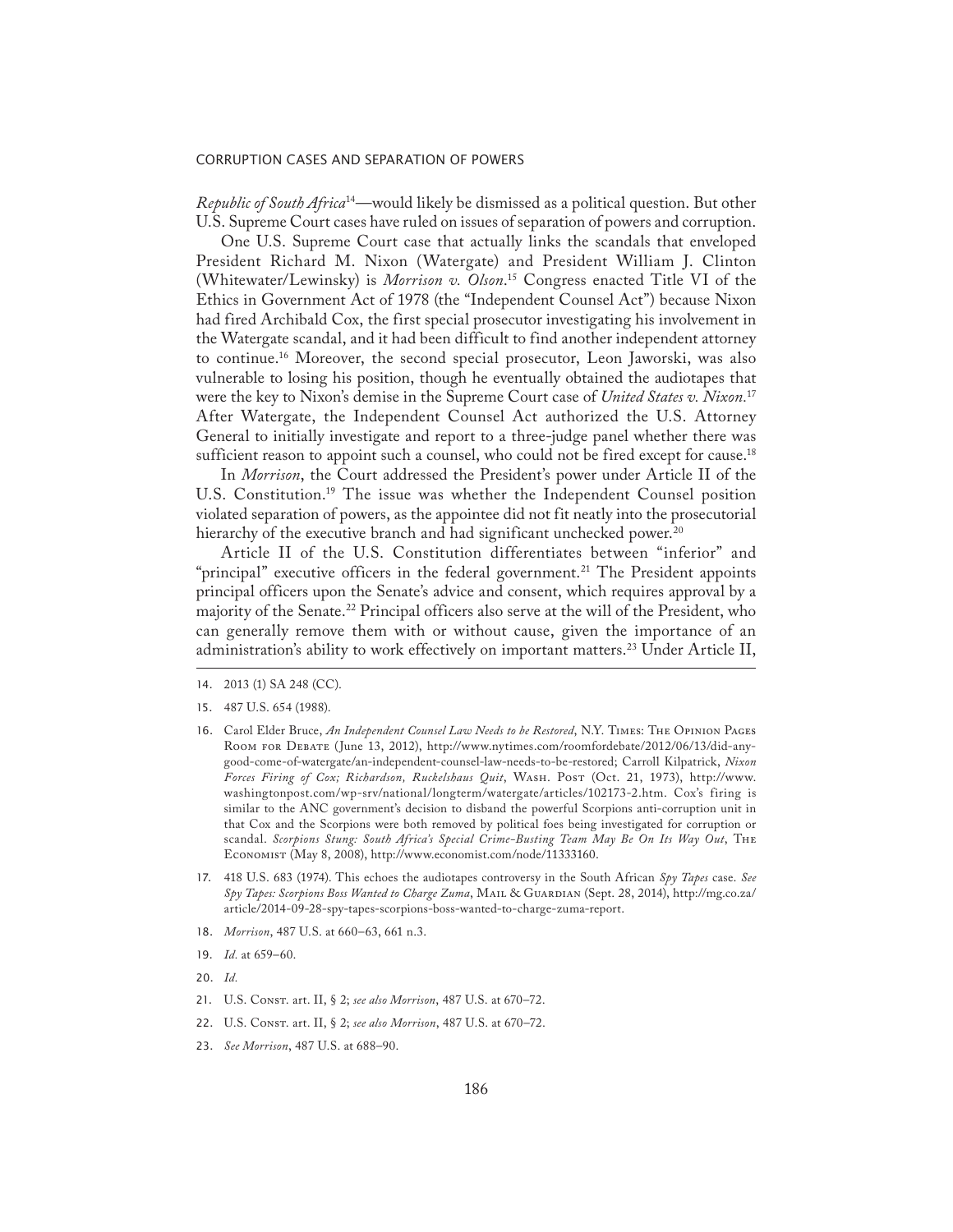*Republic of South Africa*[14]—would likely be dismissed as a political question. But other U.S. Supreme Court cases have ruled on issues of separation of powers and corruption.

One U.S. Supreme Court case that actually links the scandals that enveloped President Richard M. Nixon (Watergate) and President William J. Clinton (Whitewater/Lewinsky) is *Morrison v. Olson*.[15] Congress enacted Title VI of the Ethics in Government Act of 1978 (the "Independent Counsel Act") because Nixon had fired Archibald Cox, the first special prosecutor investigating his involvement in the Watergate scandal, and it had been difficult to find another independent attorney to continue.[16] Moreover, the second special prosecutor, Leon Jaworski, was also vulnerable to losing his position, though he eventually obtained the audiotapes that were the key to Nixon's demise in the Supreme Court case of *United States v. Nixon*.[17] After Watergate, the Independent Counsel Act authorized the U.S. Attorney General to initially investigate and report to a three-judge panel whether there was sufficient reason to appoint such a counsel, who could not be fired except for cause.[18]

In *Morrison*, the Court addressed the President's power under Article II of the U.S. Constitution.[19] The issue was whether the Independent Counsel position violated separation of powers, as the appointee did not fit neatly into the prosecutorial hierarchy of the executive branch and had significant unchecked power.[20]

Article II of the U.S. Constitution differentiates between "inferior" and "principal" executive officers in the federal government.[21] The President appoints principal officers upon the Senate's advice and consent, which requires approval by a majority of the Senate.[22] Principal officers also serve at the will of the President, who can generally remove them with or without cause, given the importance of an administration's ability to work effectively on important matters.[23] Under Article II,

---

14. 2013 (1) SA 248 (CC).

15. 487 U.S. 654 (1988).

16. Carol Elder Bruce, *An Independent Counsel Law Needs to be Restored*, N.Y. Times: The Opinion Pages Room for Debate (June 13, 2012), http://www.nytimes.com/roomfordebate/2012/06/13/did-any-good-come-of-watergate/an-independent-counsel-law-needs-to-be-restored; Carroll Kilpatrick, *Nixon Forces Firing of Cox; Richardson, Ruckelshaus Quit*, Wash. Post (Oct. 21, 1973), http://www.washingtonpost.com/wp-srv/national/longterm/watergate/articles/102173-2.htm. Cox's firing is similar to the ANC government's decision to disband the powerful Scorpions anti-corruption unit in that Cox and the Scorpions were both removed by political foes being investigated for corruption or scandal. *Scorpions Stung: South Africa's Special Crime-Busting Team May Be On Its Way Out*, The Economist (May 8, 2008), http://www.economist.com/node/11333160.

17. 418 U.S. 683 (1974). This echoes the audiotapes controversy in the South African *Spy Tapes* case. *See Spy Tapes: Scorpions Boss Wanted to Charge Zuma*, Mail & Guardian (Sept. 28, 2014), http://mg.co.za/article/2014-09-28-spy-tapes-scorpions-boss-wanted-to-charge-zuma-report.

18. *Morrison*, 487 U.S. at 660–63, 661 n.3.

19. *Id.* at 659–60.

20. *Id.*

21. U.S. Const. art. II, § 2; *see also Morrison*, 487 U.S. at 670–72.

22. U.S. Const. art. II, § 2; *see also Morrison*, 487 U.S. at 670–72.

23. *See Morrison*, 487 U.S. at 688–90.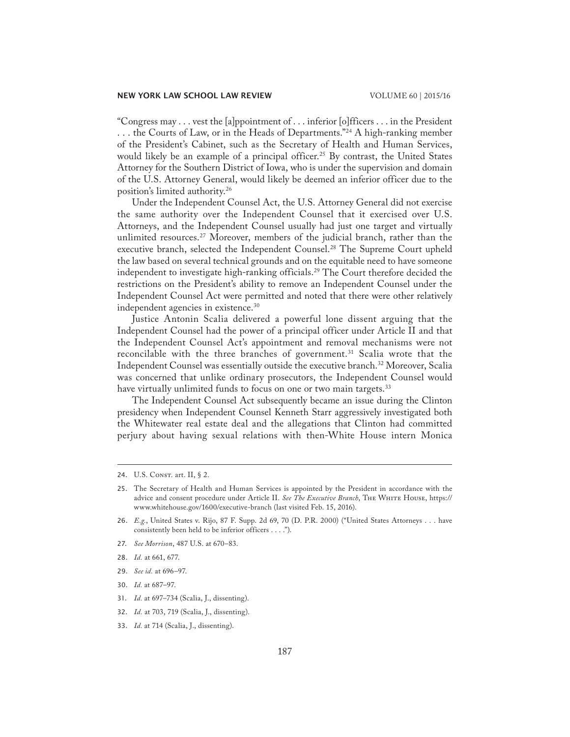"Congress may . . . vest the [a]ppointment of . . . inferior [o]fficers . . . in the President . . . the Courts of Law, or in the Heads of Departments."[24] A high-ranking member of the President's Cabinet, such as the Secretary of Health and Human Services, would likely be an example of a principal officer.[25] By contrast, the United States Attorney for the Southern District of Iowa, who is under the supervision and domain of the U.S. Attorney General, would likely be deemed an inferior officer due to the position's limited authority.[26]

Under the Independent Counsel Act, the U.S. Attorney General did not exercise the same authority over the Independent Counsel that it exercised over U.S. Attorneys, and the Independent Counsel usually had just one target and virtually unlimited resources.[27] Moreover, members of the judicial branch, rather than the executive branch, selected the Independent Counsel.[28] The Supreme Court upheld the law based on several technical grounds and on the equitable need to have someone independent to investigate high-ranking officials.[29] The Court therefore decided the restrictions on the President's ability to remove an Independent Counsel under the Independent Counsel Act were permitted and noted that there were other relatively independent agencies in existence.[30]

Justice Antonin Scalia delivered a powerful lone dissent arguing that the Independent Counsel had the power of a principal officer under Article II and that the Independent Counsel Act's appointment and removal mechanisms were not reconcilable with the three branches of government.[31] Scalia wrote that the Independent Counsel was essentially outside the executive branch.[32] Moreover, Scalia was concerned that unlike ordinary prosecutors, the Independent Counsel would have virtually unlimited funds to focus on one or two main targets.[33]

The Independent Counsel Act subsequently became an issue during the Clinton presidency when Independent Counsel Kenneth Starr aggressively investigated both the Whitewater real estate deal and the allegations that Clinton had committed perjury about having sexual relations with then-White House intern Monica

---

24. U.S. Const. art. II, § 2.

25. The Secretary of Health and Human Services is appointed by the President in accordance with the advice and consent procedure under Article II. *See The Executive Branch*, The White House, https://www.whitehouse.gov/1600/executive-branch (last visited Feb. 15, 2016).

26. *E.g.*, United States v. Rijo, 87 F. Supp. 2d 69, 70 (D. P.R. 2000) ("United States Attorneys . . . have consistently been held to be inferior officers . . . .").

27. *See Morrison*, 487 U.S. at 670–83.

28. *Id.* at 661, 677.

29. *See id.* at 696–97.

30. *Id.* at 687–97.

31. *Id.* at 697–734 (Scalia, J., dissenting).

32. *Id.* at 703, 719 (Scalia, J., dissenting).

33. *Id.* at 714 (Scalia, J., dissenting).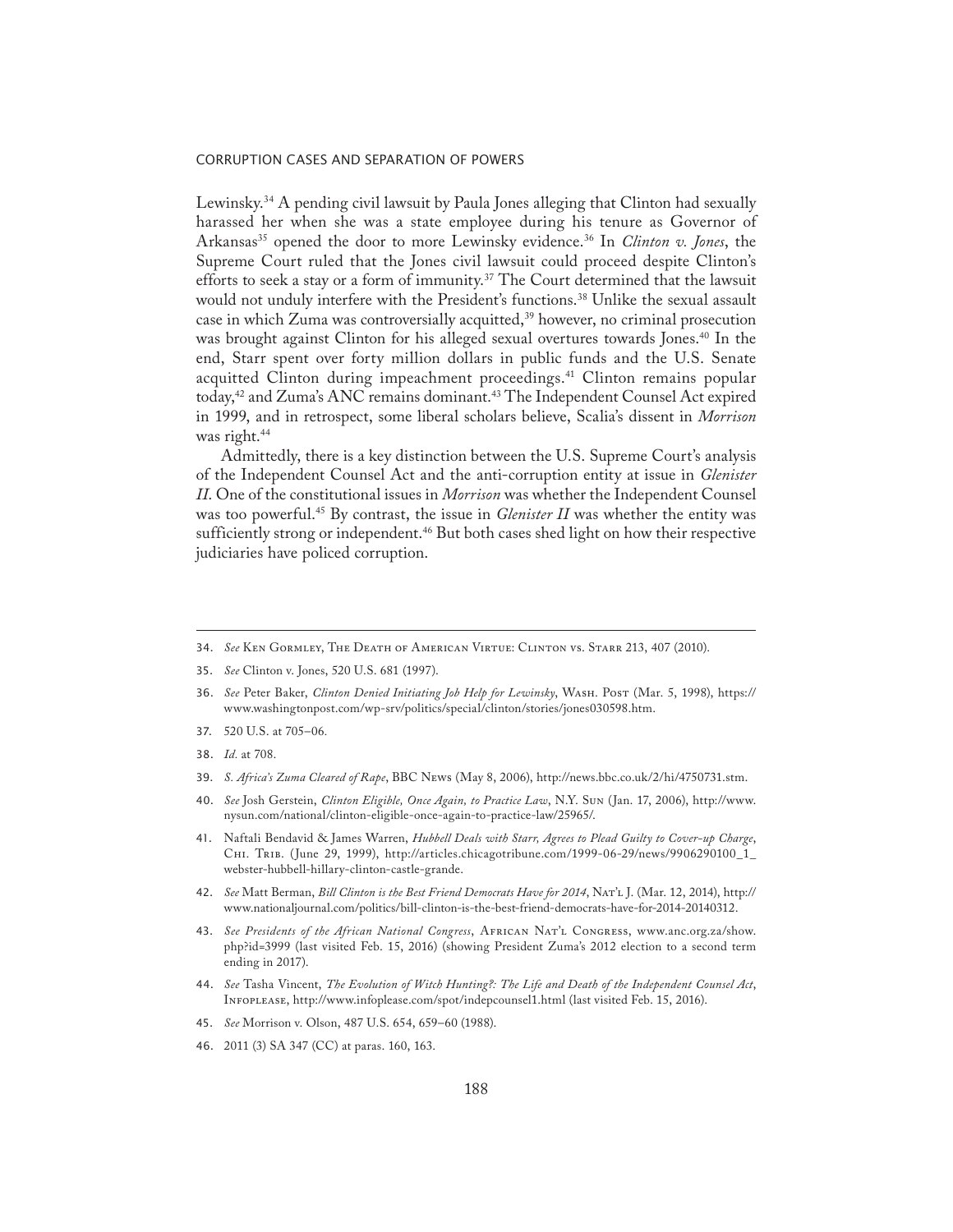Lewinsky.[34] A pending civil lawsuit by Paula Jones alleging that Clinton had sexually harassed her when she was a state employee during his tenure as Governor of Arkansas[35] opened the door to more Lewinsky evidence.[36] In *Clinton v. Jones*, the Supreme Court ruled that the Jones civil lawsuit could proceed despite Clinton's efforts to seek a stay or a form of immunity.[37] The Court determined that the lawsuit would not unduly interfere with the President's functions.[38] Unlike the sexual assault case in which Zuma was controversially acquitted,[39] however, no criminal prosecution was brought against Clinton for his alleged sexual overtures towards Jones.[40] In the end, Starr spent over forty million dollars in public funds and the U.S. Senate acquitted Clinton during impeachment proceedings.[41] Clinton remains popular today,[42] and Zuma's ANC remains dominant.[43] The Independent Counsel Act expired in 1999, and in retrospect, some liberal scholars believe, Scalia's dissent in *Morrison* was right.[44]

Admittedly, there is a key distinction between the U.S. Supreme Court's analysis of the Independent Counsel Act and the anti-corruption entity at issue in *Glenister II*. One of the constitutional issues in *Morrison* was whether the Independent Counsel was too powerful.[45] By contrast, the issue in *Glenister II* was whether the entity was sufficiently strong or independent.[46] But both cases shed light on how their respective judiciaries have policed corruption.

---

34. *See* Ken Gormley, The Death of American Virtue: Clinton vs. Starr 213, 407 (2010).

35. *See* Clinton v. Jones, 520 U.S. 681 (1997).

36. *See* Peter Baker, *Clinton Denied Initiating Job Help for Lewinsky*, Wash. Post (Mar. 5, 1998), https://www.washingtonpost.com/wp-srv/politics/special/clinton/stories/jones030598.htm.

37. 520 U.S. at 705–06.

38. *Id.* at 708.

39. *S. Africa's Zuma Cleared of Rape*, BBC News (May 8, 2006), http://news.bbc.co.uk/2/hi/4750731.stm.

40. *See* Josh Gerstein, *Clinton Eligible, Once Again, to Practice Law*, N.Y. Sun (Jan. 17, 2006), http://www.nysun.com/national/clinton-eligible-once-again-to-practice-law/25965/.

41. Naftali Bendavid & James Warren, *Hubbell Deals with Starr, Agrees to Plead Guilty to Cover-up Charge*, Chi. Trib. (June 29, 1999), http://articles.chicagotribune.com/1999-06-29/news/9906290100_1_webster-hubbell-hillary-clinton-castle-grande.

42. *See* Matt Berman, *Bill Clinton is the Best Friend Democrats Have for 2014*, Nat'l J. (Mar. 12, 2014), http://www.nationaljournal.com/politics/bill-clinton-is-the-best-friend-democrats-have-for-2014-20140312.

43. *See Presidents of the African National Congress*, African Nat'l Congress, www.anc.org.za/show.php?id=3999 (last visited Feb. 15, 2016) (showing President Zuma's 2012 election to a second term ending in 2017).

44. *See* Tasha Vincent, *The Evolution of Witch Hunting?: The Life and Death of the Independent Counsel Act*, Infoplease, http://www.infoplease.com/spot/indepcounsel1.html (last visited Feb. 15, 2016).

45. *See* Morrison v. Olson, 487 U.S. 654, 659–60 (1988).

46. 2011 (3) SA 347 (CC) at paras. 160, 163.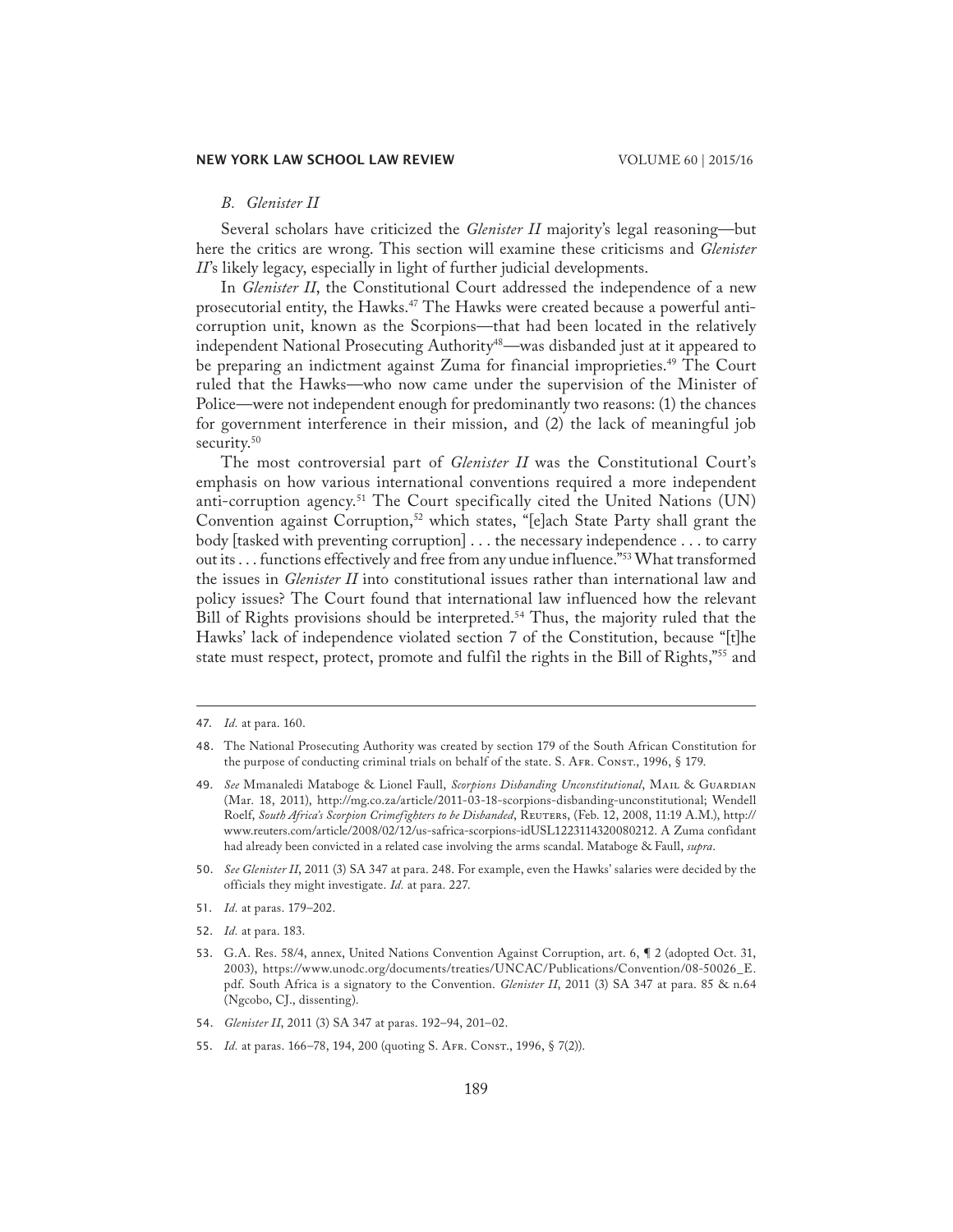### *B. Glenister II*

Several scholars have criticized the *Glenister II* majority's legal reasoning—but here the critics are wrong. This section will examine these criticisms and *Glenister II*'s likely legacy, especially in light of further judicial developments.

In *Glenister II*, the Constitutional Court addressed the independence of a new prosecutorial entity, the Hawks.[47] The Hawks were created because a powerful anti-corruption unit, known as the Scorpions—that had been located in the relatively independent National Prosecuting Authority[48]—was disbanded just at it appeared to be preparing an indictment against Zuma for financial improprieties.[49] The Court ruled that the Hawks—who now came under the supervision of the Minister of Police—were not independent enough for predominantly two reasons: (1) the chances for government interference in their mission, and (2) the lack of meaningful job security.[50]

The most controversial part of *Glenister II* was the Constitutional Court's emphasis on how various international conventions required a more independent anti-corruption agency.[51] The Court specifically cited the United Nations (UN) Convention against Corruption,[52] which states, "[e]ach State Party shall grant the body [tasked with preventing corruption] . . . the necessary independence . . . to carry out its . . . functions effectively and free from any undue influence."[53] What transformed the issues in *Glenister II* into constitutional issues rather than international law and policy issues? The Court found that international law influenced how the relevant Bill of Rights provisions should be interpreted.[54] Thus, the majority ruled that the Hawks' lack of independence violated section 7 of the Constitution, because "[t]he state must respect, protect, promote and fulfil the rights in the Bill of Rights,"[55] and

---

47. *Id.* at para. 160.

48. The National Prosecuting Authority was created by section 179 of the South African Constitution for the purpose of conducting criminal trials on behalf of the state. S. Afr. Const., 1996, § 179.

49. *See* Mmanaledi Mataboge & Lionel Faull, *Scorpions Disbanding Unconstitutional*, Mail & Guardian (Mar. 18, 2011), http://mg.co.za/article/2011-03-18-scorpions-disbanding-unconstitutional; Wendell Roelf, *South Africa's Scorpion Crimefighters to be Disbanded*, Reuters, (Feb. 12, 2008, 11:19 A.M.), http://www.reuters.com/article/2008/02/12/us-safrica-scorpions-idUSL1223114320080212. A Zuma confidant had already been convicted in a related case involving the arms scandal. Mataboge & Faull, *supra*.

50. *See Glenister II*, 2011 (3) SA 347 at para. 248. For example, even the Hawks' salaries were decided by the officials they might investigate. *Id.* at para. 227.

51. *Id.* at paras. 179–202.

52. *Id.* at para. 183.

53. G.A. Res. 58/4, annex, United Nations Convention Against Corruption, art. 6, ¶ 2 (adopted Oct. 31, 2003), https://www.unodc.org/documents/treaties/UNCAC/Publications/Convention/08-50026_E.pdf. South Africa is a signatory to the Convention. *Glenister II*, 2011 (3) SA 347 at para. 85 & n.64 (Ngcobo, CJ., dissenting).

54. *Glenister II*, 2011 (3) SA 347 at paras. 192–94, 201–02.

55. *Id.* at paras. 166–78, 194, 200 (quoting S. Afr. Const., 1996, § 7(2)).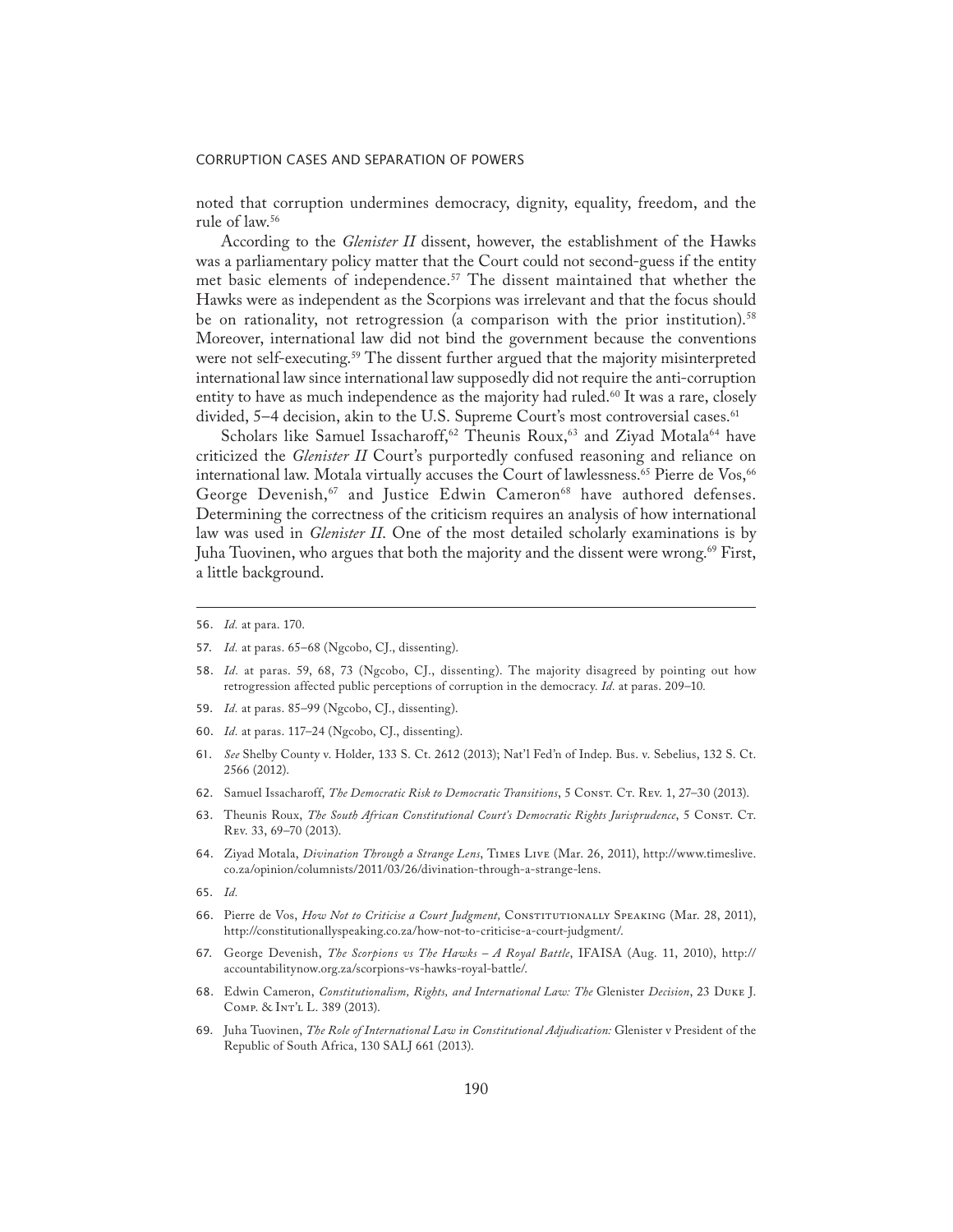noted that corruption undermines democracy, dignity, equality, freedom, and the rule of law.[56]

According to the *Glenister II* dissent, however, the establishment of the Hawks was a parliamentary policy matter that the Court could not second-guess if the entity met basic elements of independence.[57] The dissent maintained that whether the Hawks were as independent as the Scorpions was irrelevant and that the focus should be on rationality, not retrogression (a comparison with the prior institution).[58] Moreover, international law did not bind the government because the conventions were not self-executing.[59] The dissent further argued that the majority misinterpreted international law since international law supposedly did not require the anti-corruption entity to have as much independence as the majority had ruled.[60] It was a rare, closely divided, 5–4 decision, akin to the U.S. Supreme Court's most controversial cases.[61]

Scholars like Samuel Issacharoff,[62] Theunis Roux,[63] and Ziyad Motala[64] have criticized the *Glenister II* Court's purportedly confused reasoning and reliance on international law. Motala virtually accuses the Court of lawlessness.[65] Pierre de Vos,[66] George Devenish,[67] and Justice Edwin Cameron[68] have authored defenses. Determining the correctness of the criticism requires an analysis of how international law was used in *Glenister II*. One of the most detailed scholarly examinations is by Juha Tuovinen, who argues that both the majority and the dissent were wrong.[69] First, a little background.

---

56. *Id.* at para. 170.
57. *Id.* at paras. 65–68 (Ngcobo, CJ., dissenting).
58. *Id.* at paras. 59, 68, 73 (Ngcobo, CJ., dissenting). The majority disagreed by pointing out how retrogression affected public perceptions of corruption in the democracy. *Id.* at paras. 209–10.
59. *Id.* at paras. 85–99 (Ngcobo, CJ., dissenting).
60. *Id.* at paras. 117–24 (Ngcobo, CJ., dissenting).
61. *See* Shelby County v. Holder, 133 S. Ct. 2612 (2013); Nat'l Fed'n of Indep. Bus. v. Sebelius, 132 S. Ct. 2566 (2012).
62. Samuel Issacharoff, *The Democratic Risk to Democratic Transitions*, 5 Const. Ct. Rev. 1, 27–30 (2013).
63. Theunis Roux, *The South African Constitutional Court's Democratic Rights Jurisprudence*, 5 Const. Ct. Rev. 33, 69–70 (2013).
64. Ziyad Motala, *Divination Through a Strange Lens*, Times Live (Mar. 26, 2011), http://www.timeslive.co.za/opinion/columnists/2011/03/26/divination-through-a-strange-lens.
65. *Id.*
66. Pierre de Vos, *How Not to Criticise a Court Judgment,* Constitutionally Speaking (Mar. 28, 2011), http://constitutionallyspeaking.co.za/how-not-to-criticise-a-court-judgment/.
67. George Devenish, *The Scorpions vs The Hawks – A Royal Battle*, IFAISA (Aug. 11, 2010), http://accountabilitynow.org.za/scorpions-vs-hawks-royal-battle/.
68. Edwin Cameron, *Constitutionalism, Rights, and International Law: The* Glenister *Decision*, 23 Duke J. Comp. & Int'l L. 389 (2013).
69. Juha Tuovinen, *The Role of International Law in Constitutional Adjudication:* Glenister v President of the Republic of South Africa, 130 SALJ 661 (2013).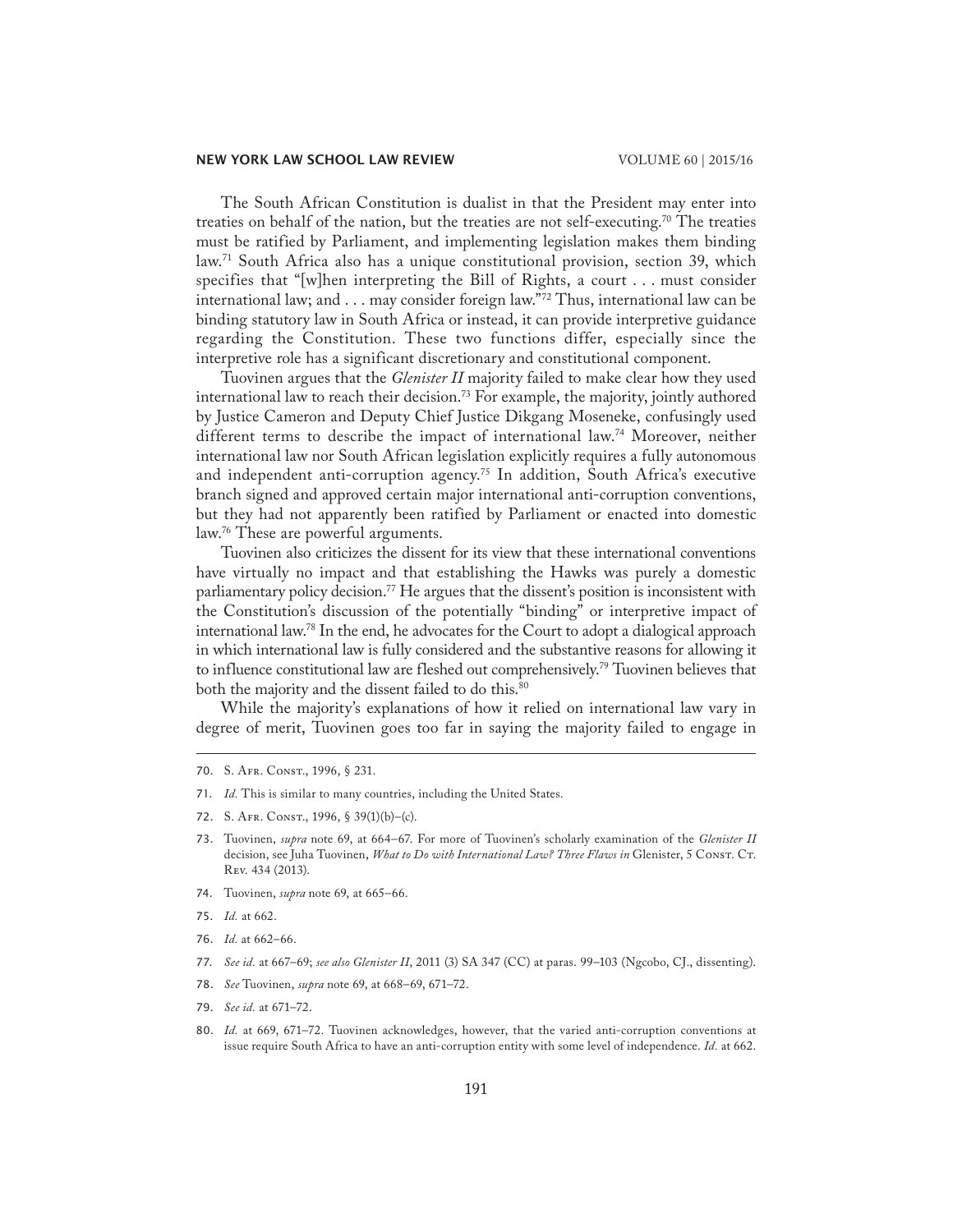The South African Constitution is dualist in that the President may enter into treaties on behalf of the nation, but the treaties are not self-executing.[70] The treaties must be ratified by Parliament, and implementing legislation makes them binding law.[71] South Africa also has a unique constitutional provision, section 39, which specifies that "[w]hen interpreting the Bill of Rights, a court . . . must consider international law; and . . . may consider foreign law."[72] Thus, international law can be binding statutory law in South Africa or instead, it can provide interpretive guidance regarding the Constitution. These two functions differ, especially since the interpretive role has a significant discretionary and constitutional component.

Tuovinen argues that the *Glenister II* majority failed to make clear how they used international law to reach their decision.[73] For example, the majority, jointly authored by Justice Cameron and Deputy Chief Justice Dikgang Moseneke, confusingly used different terms to describe the impact of international law.[74] Moreover, neither international law nor South African legislation explicitly requires a fully autonomous and independent anti-corruption agency.[75] In addition, South Africa's executive branch signed and approved certain major international anti-corruption conventions, but they had not apparently been ratified by Parliament or enacted into domestic law.[76] These are powerful arguments.

Tuovinen also criticizes the dissent for its view that these international conventions have virtually no impact and that establishing the Hawks was purely a domestic parliamentary policy decision.[77] He argues that the dissent's position is inconsistent with the Constitution's discussion of the potentially "binding" or interpretive impact of international law.[78] In the end, he advocates for the Court to adopt a dialogical approach in which international law is fully considered and the substantive reasons for allowing it to influence constitutional law are fleshed out comprehensively.[79] Tuovinen believes that both the majority and the dissent failed to do this.[80]

While the majority's explanations of how it relied on international law vary in degree of merit, Tuovinen goes too far in saying the majority failed to engage in

---

70. S. Afr. Const., 1996, § 231.

71. *Id.* This is similar to many countries, including the United States.

72. S. Afr. Const., 1996, § 39(1)(b)–(c).

73. Tuovinen, *supra* note 69, at 664–67. For more of Tuovinen's scholarly examination of the *Glenister II* decision, see Juha Tuovinen, *What to Do with International Law? Three Flaws in* Glenister, 5 Const. Ct. Rev. 434 (2013).

74. Tuovinen, *supra* note 69, at 665–66.

75. *Id.* at 662.

76. *Id.* at 662–66.

77. *See id.* at 667–69; *see also Glenister II*, 2011 (3) SA 347 (CC) at paras. 99–103 (Ngcobo, CJ., dissenting).

78. *See* Tuovinen, *supra* note 69, at 668–69, 671–72.

79. *See id.* at 671–72.

80. *Id.* at 669, 671–72. Tuovinen acknowledges, however, that the varied anti-corruption conventions at issue require South Africa to have an anti-corruption entity with some level of independence. *Id.* at 662.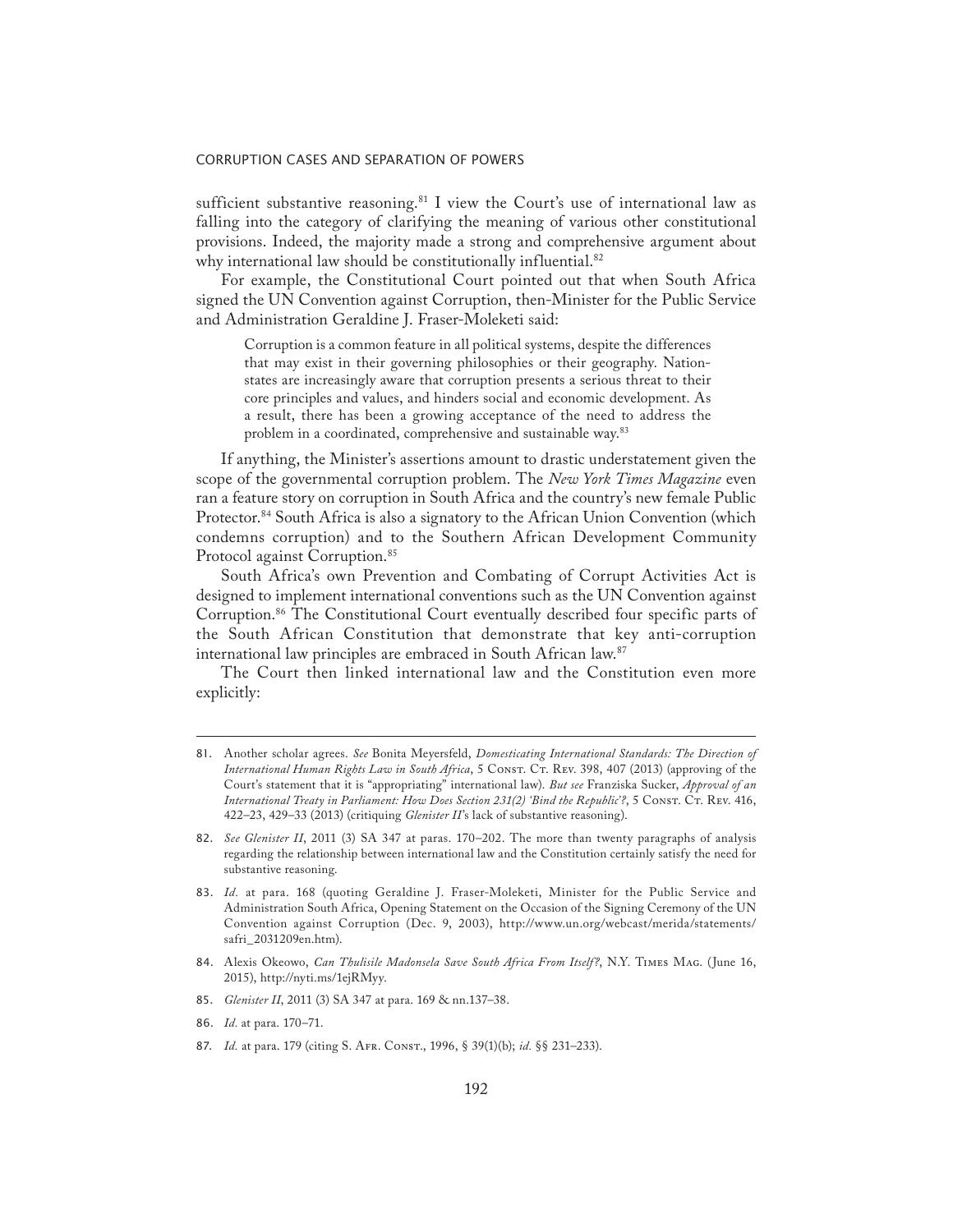sufficient substantive reasoning.[81] I view the Court's use of international law as falling into the category of clarifying the meaning of various other constitutional provisions. Indeed, the majority made a strong and comprehensive argument about why international law should be constitutionally influential.[82]

For example, the Constitutional Court pointed out that when South Africa signed the UN Convention against Corruption, then-Minister for the Public Service and Administration Geraldine J. Fraser-Moleketi said:

> Corruption is a common feature in all political systems, despite the differences that may exist in their governing philosophies or their geography. Nation-states are increasingly aware that corruption presents a serious threat to their core principles and values, and hinders social and economic development. As a result, there has been a growing acceptance of the need to address the problem in a coordinated, comprehensive and sustainable way.[83]

If anything, the Minister's assertions amount to drastic understatement given the scope of the governmental corruption problem. The *New York Times Magazine* even ran a feature story on corruption in South Africa and the country's new female Public Protector.[84] South Africa is also a signatory to the African Union Convention (which condemns corruption) and to the Southern African Development Community Protocol against Corruption.[85]

South Africa's own Prevention and Combating of Corrupt Activities Act is designed to implement international conventions such as the UN Convention against Corruption.[86] The Constitutional Court eventually described four specific parts of the South African Constitution that demonstrate that key anti-corruption international law principles are embraced in South African law.[87]

The Court then linked international law and the Constitution even more explicitly:

---

81. Another scholar agrees. *See* Bonita Meyersfeld, *Domesticating International Standards: The Direction of International Human Rights Law in South Africa*, 5 Const. Ct. Rev. 398, 407 (2013) (approving of the Court's statement that it is "appropriating" international law). *But see* Franziska Sucker, *Approval of an International Treaty in Parliament: How Does Section 231(2) 'Bind the Republic'?*, 5 Const. Ct. Rev. 416, 422–23, 429–33 (2013) (critiquing *Glenister II*'s lack of substantive reasoning).

82. *See Glenister II*, 2011 (3) SA 347 at paras. 170–202. The more than twenty paragraphs of analysis regarding the relationship between international law and the Constitution certainly satisfy the need for substantive reasoning.

83. *Id.* at para. 168 (quoting Geraldine J. Fraser-Moleketi, Minister for the Public Service and Administration South Africa, Opening Statement on the Occasion of the Signing Ceremony of the UN Convention against Corruption (Dec. 9, 2003), http://www.un.org/webcast/merida/statements/safri_2031209en.htm).

84. Alexis Okeowo, *Can Thulisile Madonsela Save South Africa From Itself?*, N.Y. Times Mag. (June 16, 2015), http://nyti.ms/1ejRMyy.

85. *Glenister II*, 2011 (3) SA 347 at para. 169 & nn.137–38.

86. *Id.* at para. 170–71.

87. *Id.* at para. 179 (citing S. Afr. Const., 1996, § 39(1)(b); *id.* §§ 231–233).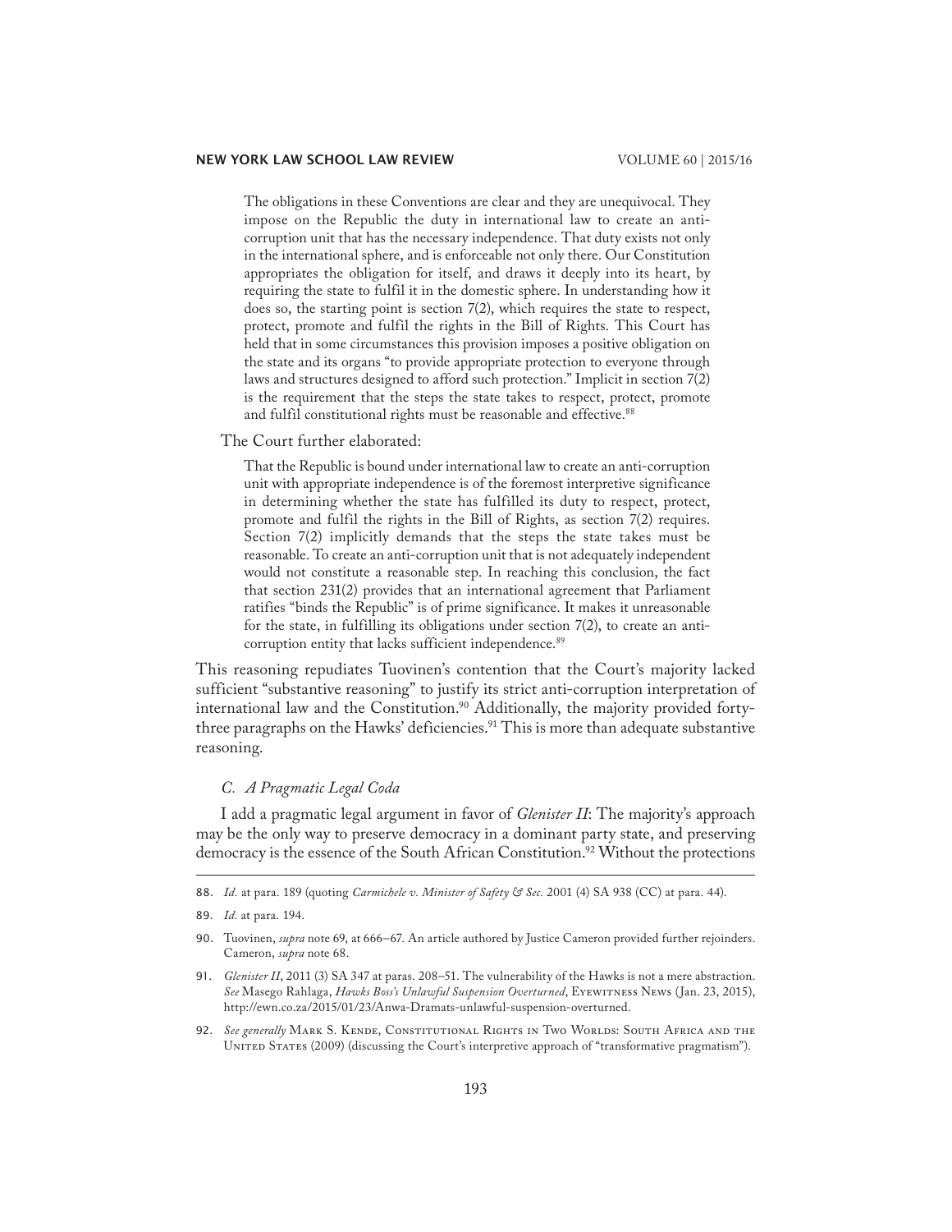> The obligations in these Conventions are clear and they are unequivocal. They impose on the Republic the duty in international law to create an anti-corruption unit that has the necessary independence. That duty exists not only in the international sphere, and is enforceable not only there. Our Constitution appropriates the obligation for itself, and draws it deeply into its heart, by requiring the state to fulfil it in the domestic sphere. In understanding how it does so, the starting point is section 7(2), which requires the state to respect, protect, promote and fulfil the rights in the Bill of Rights. This Court has held that in some circumstances this provision imposes a positive obligation on the state and its organs "to provide appropriate protection to everyone through laws and structures designed to afford such protection." Implicit in section 7(2) is the requirement that the steps the state takes to respect, protect, promote and fulfil constitutional rights must be reasonable and effective.[88]

The Court further elaborated:

> That the Republic is bound under international law to create an anti-corruption unit with appropriate independence is of the foremost interpretive significance in determining whether the state has fulfilled its duty to respect, protect, promote and fulfil the rights in the Bill of Rights, as section 7(2) requires. Section 7(2) implicitly demands that the steps the state takes must be reasonable. To create an anti-corruption unit that is not adequately independent would not constitute a reasonable step. In reaching this conclusion, the fact that section 231(2) provides that an international agreement that Parliament ratifies "binds the Republic" is of prime significance. It makes it unreasonable for the state, in fulfilling its obligations under section 7(2), to create an anti-corruption entity that lacks sufficient independence.[89]

This reasoning repudiates Tuovinen's contention that the Court's majority lacked sufficient "substantive reasoning" to justify its strict anti-corruption interpretation of international law and the Constitution.[90] Additionally, the majority provided forty-three paragraphs on the Hawks' deficiencies.[91] This is more than adequate substantive reasoning.

### *C. A Pragmatic Legal Coda*

I add a pragmatic legal argument in favor of *Glenister II*: The majority's approach may be the only way to preserve democracy in a dominant party state, and preserving democracy is the essence of the South African Constitution.[92] Without the protections

---

88. *Id.* at para. 189 (quoting *Carmichele v. Minister of Safety & Sec.* 2001 (4) SA 938 (CC) at para. 44).

89. *Id.* at para. 194.

90. Tuovinen, *supra* note 69, at 666–67. An article authored by Justice Cameron provided further rejoinders. Cameron, *supra* note 68.

91. *Glenister II*, 2011 (3) SA 347 at paras. 208–51. The vulnerability of the Hawks is not a mere abstraction. *See* Masego Rahlaga, *Hawks Boss's Unlawful Suspension Overturned*, Eyewitness News (Jan. 23, 2015), http://ewn.co.za/2015/01/23/Anwa-Dramats-unlawful-suspension-overturned.

92. *See generally* Mark S. Kende, Constitutional Rights in Two Worlds: South Africa and the United States (2009) (discussing the Court's interpretive approach of "transformative pragmatism").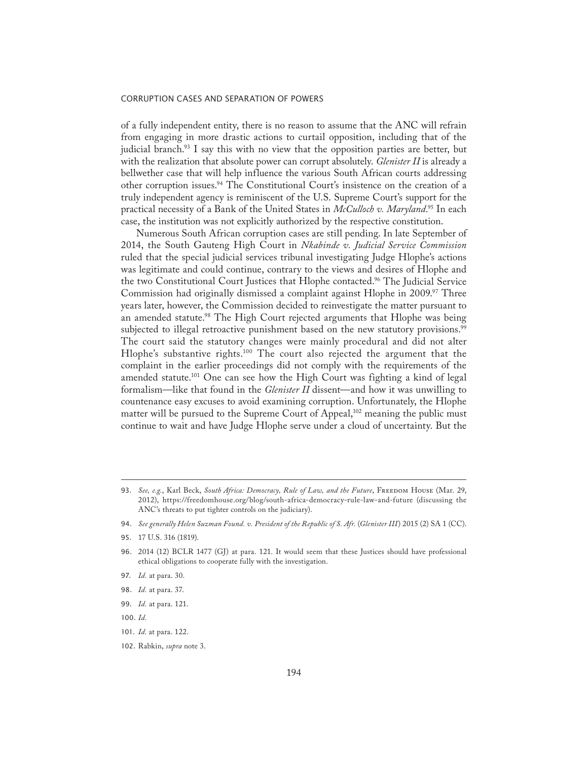of a fully independent entity, there is no reason to assume that the ANC will refrain from engaging in more drastic actions to curtail opposition, including that of the judicial branch.[93] I say this with no view that the opposition parties are better, but with the realization that absolute power can corrupt absolutely. *Glenister II* is already a bellwether case that will help influence the various South African courts addressing other corruption issues.[94] The Constitutional Court's insistence on the creation of a truly independent agency is reminiscent of the U.S. Supreme Court's support for the practical necessity of a Bank of the United States in *McCulloch v. Maryland*.[95] In each case, the institution was not explicitly authorized by the respective constitution.

Numerous South African corruption cases are still pending. In late September of 2014, the South Gauteng High Court in *Nkabinde v. Judicial Service Commission* ruled that the special judicial services tribunal investigating Judge Hlophe's actions was legitimate and could continue, contrary to the views and desires of Hlophe and the two Constitutional Court Justices that Hlophe contacted.[96] The Judicial Service Commission had originally dismissed a complaint against Hlophe in 2009.[97] Three years later, however, the Commission decided to reinvestigate the matter pursuant to an amended statute.[98] The High Court rejected arguments that Hlophe was being subjected to illegal retroactive punishment based on the new statutory provisions.[99] The court said the statutory changes were mainly procedural and did not alter Hlophe's substantive rights.[100] The court also rejected the argument that the complaint in the earlier proceedings did not comply with the requirements of the amended statute.[101] One can see how the High Court was fighting a kind of legal formalism—like that found in the *Glenister II* dissent—and how it was unwilling to countenance easy excuses to avoid examining corruption. Unfortunately, the Hlophe matter will be pursued to the Supreme Court of Appeal,[102] meaning the public must continue to wait and have Judge Hlophe serve under a cloud of uncertainty. But the

---

93. *See, e.g.*, Karl Beck, *South Africa: Democracy, Rule of Law, and the Future*, Freedom House (Mar. 29, 2012), https://freedomhouse.org/blog/south-africa-democracy-rule-law-and-future (discussing the ANC's threats to put tighter controls on the judiciary).

94. *See generally Helen Suzman Found. v. President of the Republic of S. Afr.* (*Glenister III*) 2015 (2) SA 1 (CC).

95. 17 U.S. 316 (1819).

96. 2014 (12) BCLR 1477 (GJ) at para. 121. It would seem that these Justices should have professional ethical obligations to cooperate fully with the investigation.

97. *Id.* at para. 30.

98. *Id.* at para. 37.

99. *Id.* at para. 121.

100. *Id.*

101. *Id.* at para. 122.

102. Rabkin, *supra* note 3.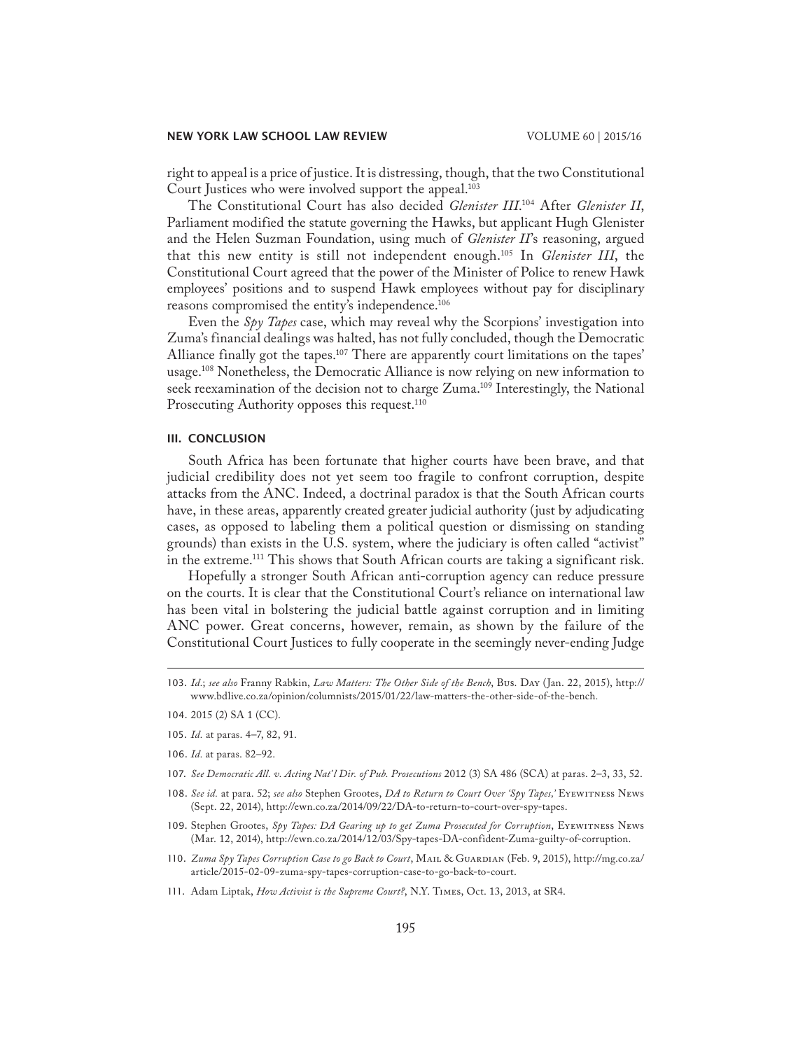right to appeal is a price of justice. It is distressing, though, that the two Constitutional Court Justices who were involved support the appeal.[103]

The Constitutional Court has also decided *Glenister III*.[104] After *Glenister II*, Parliament modified the statute governing the Hawks, but applicant Hugh Glenister and the Helen Suzman Foundation, using much of *Glenister II*'s reasoning, argued that this new entity is still not independent enough.[105] In *Glenister III*, the Constitutional Court agreed that the power of the Minister of Police to renew Hawk employees' positions and to suspend Hawk employees without pay for disciplinary reasons compromised the entity's independence.[106]

Even the *Spy Tapes* case, which may reveal why the Scorpions' investigation into Zuma's financial dealings was halted, has not fully concluded, though the Democratic Alliance finally got the tapes.[107] There are apparently court limitations on the tapes' usage.[108] Nonetheless, the Democratic Alliance is now relying on new information to seek reexamination of the decision not to charge Zuma.[109] Interestingly, the National Prosecuting Authority opposes this request.[110]

## III. CONCLUSION

South Africa has been fortunate that higher courts have been brave, and that judicial credibility does not yet seem too fragile to confront corruption, despite attacks from the ANC. Indeed, a doctrinal paradox is that the South African courts have, in these areas, apparently created greater judicial authority (just by adjudicating cases, as opposed to labeling them a political question or dismissing on standing grounds) than exists in the U.S. system, where the judiciary is often called "activist" in the extreme.[111] This shows that South African courts are taking a significant risk.

Hopefully a stronger South African anti-corruption agency can reduce pressure on the courts. It is clear that the Constitutional Court's reliance on international law has been vital in bolstering the judicial battle against corruption and in limiting ANC power. Great concerns, however, remain, as shown by the failure of the Constitutional Court Justices to fully cooperate in the seemingly never-ending Judge

---

103. *Id.*; *see also* Franny Rabkin, *Law Matters: The Other Side of the Bench*, Bus. Day (Jan. 22, 2015), http://www.bdlive.co.za/opinion/columnists/2015/01/22/law-matters-the-other-side-of-the-bench.

104. 2015 (2) SA 1 (CC).

105. *Id.* at paras. 4–7, 82, 91.

106. *Id.* at paras. 82–92.

107. *See Democratic All. v. Acting Nat'l Dir. of Pub. Prosecutions* 2012 (3) SA 486 (SCA) at paras. 2–3, 33, 52.

108. *See id.* at para. 52; *see also* Stephen Grootes, *DA to Return to Court Over 'Spy Tapes,'* Eyewitness News (Sept. 22, 2014), http://ewn.co.za/2014/09/22/DA-to-return-to-court-over-spy-tapes.

109. Stephen Grootes, *Spy Tapes: DA Gearing up to get Zuma Prosecuted for Corruption*, Eyewitness News (Mar. 12, 2014), http://ewn.co.za/2014/12/03/Spy-tapes-DA-confident-Zuma-guilty-of-corruption.

110. *Zuma Spy Tapes Corruption Case to go Back to Court*, Mail & Guardian (Feb. 9, 2015), http://mg.co.za/article/2015-02-09-zuma-spy-tapes-corruption-case-to-go-back-to-court.

111. Adam Liptak, *How Activist is the Supreme Court?*, N.Y. Times, Oct. 13, 2013, at SR4.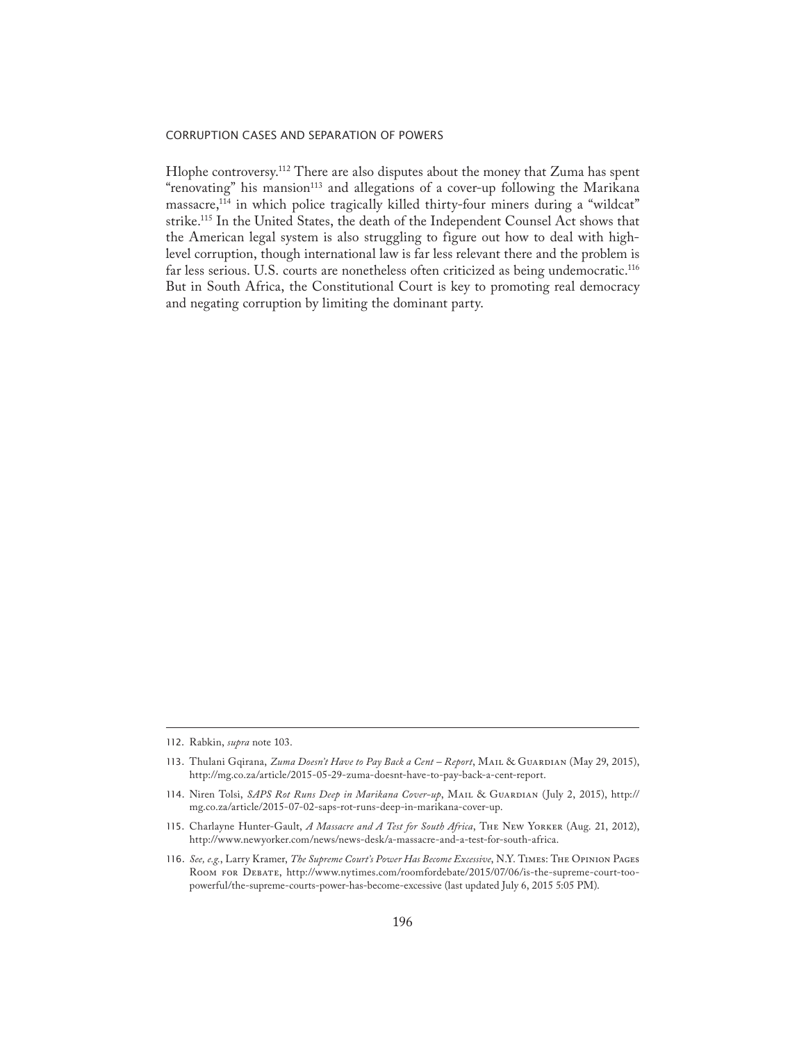Hlophe controversy.[112] There are also disputes about the money that Zuma has spent "renovating" his mansion[113] and allegations of a cover-up following the Marikana massacre,[114] in which police tragically killed thirty-four miners during a "wildcat" strike.[115] In the United States, the death of the Independent Counsel Act shows that the American legal system is also struggling to figure out how to deal with high-level corruption, though international law is far less relevant there and the problem is far less serious. U.S. courts are nonetheless often criticized as being undemocratic.[116] But in South Africa, the Constitutional Court is key to promoting real democracy and negating corruption by limiting the dominant party.

---

112. Rabkin, *supra* note 103.

113. Thulani Gqirana, *Zuma Doesn't Have to Pay Back a Cent – Report*, Mail & Guardian (May 29, 2015), http://mg.co.za/article/2015-05-29-zuma-doesnt-have-to-pay-back-a-cent-report.

114. Niren Tolsi, *SAPS Rot Runs Deep in Marikana Cover-up*, Mail & Guardian (July 2, 2015), http://mg.co.za/article/2015-07-02-saps-rot-runs-deep-in-marikana-cover-up.

115. Charlayne Hunter-Gault, *A Massacre and A Test for South Africa*, The New Yorker (Aug. 21, 2012), http://www.newyorker.com/news/news-desk/a-massacre-and-a-test-for-south-africa.

116. *See, e.g.*, Larry Kramer, *The Supreme Court's Power Has Become Excessive*, N.Y. Times: The Opinion Pages Room for Debate, http://www.nytimes.com/roomfordebate/2015/07/06/is-the-supreme-court-too-powerful/the-supreme-courts-power-has-become-excessive (last updated July 6, 2015 5:05 PM).